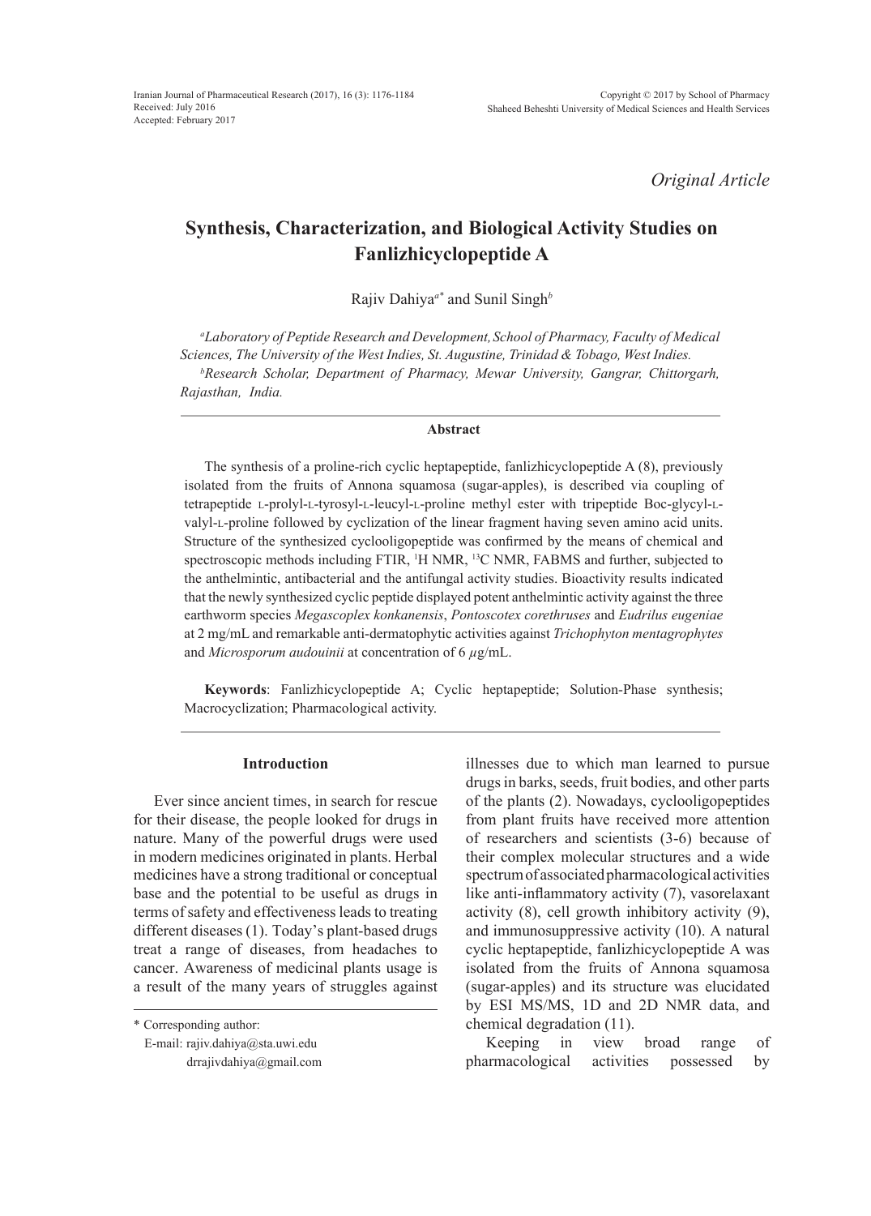*Original Article*

# Synthesis, Characterization, and Biological Activity Studies on Fanlizhicyclopeptide A

Rajiv Dahiya[a*] and Sunil Singh[b]

[a]*Laboratory of Peptide Research and Development, School of Pharmacy, Faculty of Medical Sciences, The University of the West Indies, St. Augustine, Trinidad & Tobago, West Indies.*
[b]*Research Scholar, Department of Pharmacy, Mewar University, Gangrar, Chittorgarh, Rajasthan, India.*

## Abstract

The synthesis of a proline-rich cyclic heptapeptide, fanlizhicyclopeptide A (8), previously isolated from the fruits of Annona squamosa (sugar-apples), is described via coupling of tetrapeptide L-prolyl-L-tyrosyl-L-leucyl-L-proline methyl ester with tripeptide Boc-glycyl-L-valyl-L-proline followed by cyclization of the linear fragment having seven amino acid units. Structure of the synthesized cyclooligopeptide was confirmed by the means of chemical and spectroscopic methods including FTIR, $^{1}$H NMR, $^{13}$C NMR, FABMS and further, subjected to the anthelmintic, antibacterial and the antifungal activity studies. Bioactivity results indicated that the newly synthesized cyclic peptide displayed potent anthelmintic activity against the three earthworm species *Megascoplex konkanensis*, *Pontoscotex corethruses* and *Eudrilus eugeniae* at 2 mg/mL and remarkable anti-dermatophytic activities against *Trichophyton mentagrophytes* and *Microsporum audouinii* at concentration of 6 $\mu$g/mL.

**Keywords**: Fanlizhicyclopeptide A; Cyclic heptapeptide; Solution-Phase synthesis; Macrocyclization; Pharmacological activity.

## Introduction

Ever since ancient times, in search for rescue for their disease, the people looked for drugs in nature. Many of the powerful drugs were used in modern medicines originated in plants. Herbal medicines have a strong traditional or conceptual base and the potential to be useful as drugs in terms of safety and effectiveness leads to treating different diseases (1). Today's plant-based drugs treat a range of diseases, from headaches to cancer. Awareness of medicinal plants usage is a result of the many years of struggles against illnesses due to which man learned to pursue drugs in barks, seeds, fruit bodies, and other parts of the plants (2). Nowadays, cyclooligopeptides from plant fruits have received more attention of researchers and scientists (3-6) because of their complex molecular structures and a wide spectrum of associated pharmacological activities like anti-inflammatory activity (7), vasorelaxant activity (8), cell growth inhibitory activity (9), and immunosuppressive activity (10). A natural cyclic heptapeptide, fanlizhicyclopeptide A was isolated from the fruits of Annona squamosa (sugar-apples) and its structure was elucidated by ESI MS/MS, 1D and 2D NMR data, and chemical degradation (11).

Keeping in view broad range of pharmacological activities possessed by

\* Corresponding author:
E-mail: rajiv.dahiya@sta.uwi.edu
drrajivdahiya@gmail.com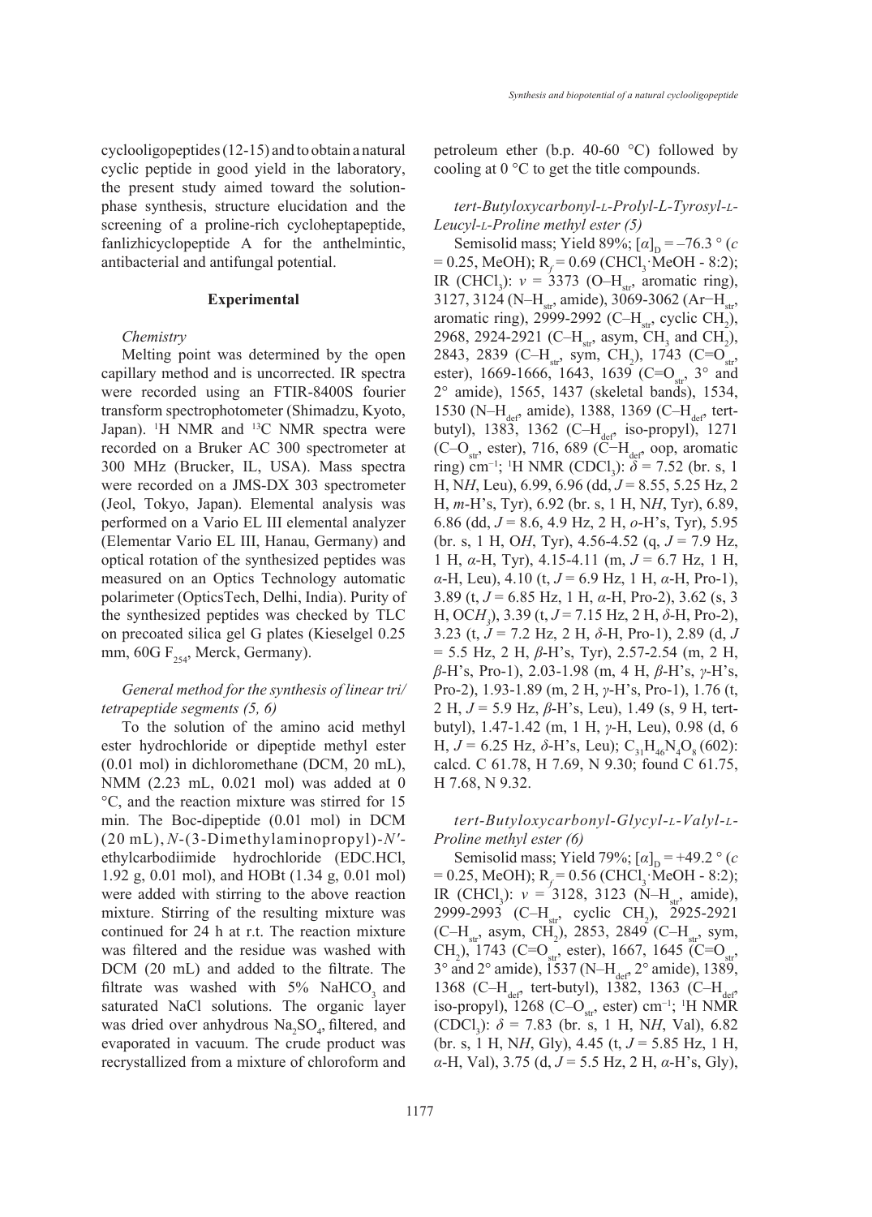cyclooligopeptides (12-15) and to obtain a natural cyclic peptide in good yield in the laboratory, the present study aimed toward the solution-phase synthesis, structure elucidation and the screening of a proline-rich cycloheptapeptide, fanlizhicyclopeptide A for the anthelmintic, antibacterial and antifungal potential.

## Experimental

### *Chemistry*

Melting point was determined by the open capillary method and is uncorrected. IR spectra were recorded using an FTIR-8400S fourier transform spectrophotometer (Shimadzu, Kyoto, Japan). $^{1}$H NMR and $^{13}$C NMR spectra were recorded on a Bruker AC 300 spectrometer at 300 MHz (Brucker, IL, USA). Mass spectra were recorded on a JMS-DX 303 spectrometer (Jeol, Tokyo, Japan). Elemental analysis was performed on a Vario EL III elemental analyzer (Elementar Vario EL III, Hanau, Germany) and optical rotation of the synthesized peptides was measured on an Optics Technology automatic polarimeter (OpticsTech, Delhi, India). Purity of the synthesized peptides was checked by TLC on precoated silica gel G plates (Kieselgel 0.25 mm, 60G $F_{254}$, Merck, Germany).

### *General method for the synthesis of linear tri/tetrapeptide segments (5, 6)*

To the solution of the amino acid methyl ester hydrochloride or dipeptide methyl ester (0.01 mol) in dichloromethane (DCM, 20 mL), NMM (2.23 mL, 0.021 mol) was added at 0 °C, and the reaction mixture was stirred for 15 min. The Boc-dipeptide (0.01 mol) in DCM (20 mL), *N*-(3-Dimethylaminopropyl)-*N′*-ethylcarbodiimide hydrochloride (EDC.HCl, 1.92 g, 0.01 mol), and HOBt (1.34 g, 0.01 mol) were added with stirring to the above reaction mixture. Stirring of the resulting mixture was continued for 24 h at r.t. The reaction mixture was filtered and the residue was washed with DCM (20 mL) and added to the filtrate. The filtrate was washed with 5% $NaHCO_3$ and saturated NaCl solutions. The organic layer was dried over anhydrous $Na_2SO_4$, filtered, and evaporated in vacuum. The crude product was recrystallized from a mixture of chloroform and petroleum ether (b.p. 40-60 °C) followed by cooling at 0 °C to get the title compounds.

### *tert-Butyloxycarbonyl-L-Prolyl-L-Tyrosyl-L-Leucyl-L-Proline methyl ester (5)*

Semisolid mass; Yield 89%; $[\alpha]_D$ = –76.3 ° (*c* = 0.25, MeOH); $R_f$ = 0.69 ($CHCl_3$·MeOH - 8:2); IR ($CHCl_3$): *v* = 3373 (O–$H_{str}$, aromatic ring), 3127, 3124 (N–$H_{str}$, amide), 3069-3062 (Ar−$H_{str}$, aromatic ring), 2999-2992 (C–$H_{str}$, cyclic $CH_2$), 2968, 2924-2921 (C–$H_{str}$, asym, $CH_3$ and $CH_2$), 2843, 2839 (C–$H_{str}$, sym, $CH_2$), 1743 (C=$O_{str}$, ester), 1669-1666, 1643, 1639 (C=$O_{str}$, 3° and 2° amide), 1565, 1437 (skeletal bands), 1534, 1530 (N–$H_{def}$, amide), 1388, 1369 (C–$H_{def}$, tert-butyl), 1383, 1362 (C–$H_{def}$, iso-propyl), 1271 (C–$O_{str}$, ester), 716, 689 (C−$H_{def}$, oop, aromatic ring) cm$^{-1}$; $^{1}$H NMR ($CDCl_3$): *δ* = 7.52 (br. s, 1 H, N*H*, Leu), 6.99, 6.96 (dd, *J* = 8.55, 5.25 Hz, 2 H, *m*-H's, Tyr), 6.92 (br. s, 1 H, N*H*, Tyr), 6.89, 6.86 (dd, *J* = 8.6, 4.9 Hz, 2 H, *o*-H's, Tyr), 5.95 (br. s, 1 H, O*H*, Tyr), 4.56-4.52 (q, *J* = 7.9 Hz, 1 H, *α*-H, Tyr), 4.15-4.11 (m, *J* = 6.7 Hz, 1 H, *α*-H, Leu), 4.10 (t, *J* = 6.9 Hz, 1 H, *α*-H, Pro-1), 3.89 (t, *J* = 6.85 Hz, 1 H, *α*-H, Pro-2), 3.62 (s, 3 H, OC$H_3$), 3.39 (t, *J* = 7.15 Hz, 2 H, *δ*-H, Pro-2), 3.23 (t, *J* = 7.2 Hz, 2 H, *δ*-H, Pro-1), 2.89 (d, *J* = 5.5 Hz, 2 H, *β*-H's, Tyr), 2.57-2.54 (m, 2 H, *β*-H's, Pro-1), 2.03-1.98 (m, 4 H, *β*-H's, *γ*-H's, Pro-2), 1.93-1.89 (m, 2 H, *γ*-H's, Pro-1), 1.76 (t, 2 H, *J* = 5.9 Hz, *β*-H's, Leu), 1.49 (s, 9 H, tert-butyl), 1.47-1.42 (m, 1 H, *γ*-H, Leu), 0.98 (d, 6 H, *J* = 6.25 Hz, *δ*-H's, Leu); $C_{31}H_{46}N_4O_8$ (602): calcd. C 61.78, H 7.69, N 9.30; found C 61.75, H 7.68, N 9.32.

### *tert-Butyloxycarbonyl-Glycyl-L-Valyl-L-Proline methyl ester (6)*

Semisolid mass; Yield 79%; $[\alpha]_D$ = +49.2 ° (*c* = 0.25, MeOH); $R_f$ = 0.56 ($CHCl_3$·MeOH - 8:2); IR ($CHCl_3$): *v* = 3128, 3123 (N–$H_{str}$, amide), 2999-2993 (C–$H_{str}$, cyclic $CH_2$), 2925-2921 (C–$H_{str}$, asym, $CH_2$), 2853, 2849 (C–$H_{str}$, sym, $CH_2$), 1743 (C=$O_{str}$, ester), 1667, 1645 (C=$O_{str}$, 3° and 2° amide), 1537 (N–$H_{def}$, 2° amide), 1389, 1368 (C–$H_{def}$, tert-butyl), 1382, 1363 (C–$H_{def}$, iso-propyl), 1268 (C–$O_{str}$, ester) cm$^{-1}$; $^{1}$H NMR ($CDCl_3$): *δ* = 7.83 (br. s, 1 H, N*H*, Val), 6.82 (br. s, 1 H, N*H*, Gly), 4.45 (t, *J* = 5.85 Hz, 1 H, *α*-H, Val), 3.75 (d, *J* = 5.5 Hz, 2 H, *α*-H's, Gly),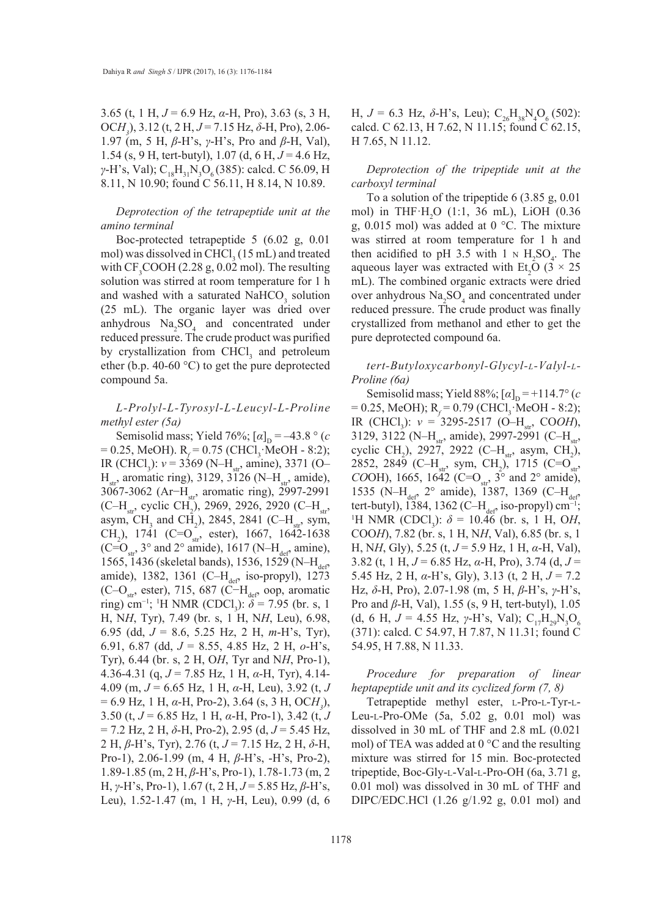3.65 (t, 1 H, $J$ = 6.9 Hz, $\alpha$-H, Pro), 3.63 (s, 3 H, $OCH_3$), 3.12 (t, 2 H, $J$ = 7.15 Hz, $\delta$-H, Pro), 2.06-1.97 (m, 5 H, $\beta$-H's, $\gamma$-H's, Pro and $\beta$-H, Val), 1.54 (s, 9 H, tert-butyl), 1.07 (d, 6 H, $J$ = 4.6 Hz, $\gamma$-H's, Val); $C_{18}H_{31}N_3O_6$ (385): calcd. C 56.09, H 8.11, N 10.90; found C 56.11, H 8.14, N 10.89.

*Deprotection of the tetrapeptide unit at the amino terminal*

Boc-protected tetrapeptide 5 (6.02 g, 0.01 mol) was dissolved in $CHCl_3$ (15 mL) and treated with $CF_3COOH$ (2.28 g, 0.02 mol). The resulting solution was stirred at room temperature for 1 h and washed with a saturated $NaHCO_3$ solution (25 mL). The organic layer was dried over anhydrous $Na_2SO_4$ and concentrated under reduced pressure. The crude product was purified by crystallization from $CHCl_3$ and petroleum ether (b.p. 40-60 °C) to get the pure deprotected compound 5a.

*L-Prolyl-L-Tyrosyl-L-Leucyl-L-Proline methyl ester (5a)*

Semisolid mass; Yield 76%; $[\alpha]_D$ = –43.8 ° ($c$ = 0.25, MeOH). $R_f$ = 0.75 ($CHCl_3$·MeOH - 8:2); IR ($CHCl_3$): $\nu$ = 3369 (N–$H_{str}$, amine), 3371 (O–$H_{str}$, aromatic ring), 3129, 3126 (N–$H_{str}$, amide), 3067-3062 (Ar−$H_{str}$, aromatic ring), 2997-2991 (C–$H_{str}$, cyclic $CH_2$), 2969, 2926, 2920 (C–$H_{str}$, asym, $CH_3$ and $CH_2$), 2845, 2841 (C–$H_{str}$, sym, $CH_2$), 1741 (C=$O_{str}$, ester), 1667, 1642-1638 (C=$O_{str}$, 3° and 2° amide), 1617 (N–$H_{def}$, amine), 1565, 1436 (skeletal bands), 1536, 1529 (N–$H_{def}$, amide), 1382, 1361 (C–$H_{def}$, iso-propyl), 1273 (C–$O_{str}$, ester), 715, 687 (C−$H_{def}$, oop, aromatic ring) $cm^{-1}$; $^1$H NMR ($CDCl_3$): $\delta$ = 7.95 (br. s, 1 H, N$H$, Tyr), 7.49 (br. s, 1 H, N$H$, Leu), 6.98, 6.95 (dd, $J$ = 8.6, 5.25 Hz, 2 H, $m$-H's, Tyr), 6.91, 6.87 (dd, $J$ = 8.55, 4.85 Hz, 2 H, $o$-H's, Tyr), 6.44 (br. s, 2 H, O$H$, Tyr and N$H$, Pro-1), 4.36-4.31 (q, $J$ = 7.85 Hz, 1 H, $\alpha$-H, Tyr), 4.14-4.09 (m, $J$ = 6.65 Hz, 1 H, $\alpha$-H, Leu), 3.92 (t, $J$ = 6.9 Hz, 1 H, $\alpha$-H, Pro-2), 3.64 (s, 3 H, $OCH_3$), 3.50 (t, $J$ = 6.85 Hz, 1 H, $\alpha$-H, Pro-1), 3.42 (t, $J$ = 7.2 Hz, 2 H, $\delta$-H, Pro-2), 2.95 (d, $J$ = 5.45 Hz, 2 H, $\beta$-H's, Tyr), 2.76 (t, $J$ = 7.15 Hz, 2 H, $\delta$-H, Pro-1), 2.06-1.99 (m, 4 H, $\beta$-H's, -H's, Pro-2), 1.89-1.85 (m, 2 H, $\beta$-H's, Pro-1), 1.78-1.73 (m, 2 H, $\gamma$-H's, Pro-1), 1.67 (t, 2 H, $J$ = 5.85 Hz, $\beta$-H's, Leu), 1.52-1.47 (m, 1 H, $\gamma$-H, Leu), 0.99 (d, 6 H, $J$ = 6.3 Hz, $\delta$-H's, Leu); $C_{26}H_{38}N_4O_6$ (502): calcd. C 62.13, H 7.62, N 11.15; found C 62.15, H 7.65, N 11.12.

*Deprotection of the tripeptide unit at the carboxyl terminal*

To a solution of the tripeptide 6 (3.85 g, 0.01 mol) in THF·$H_2O$ (1:1, 36 mL), LiOH (0.36 g, 0.015 mol) was added at 0 °C. The mixture was stirred at room temperature for 1 h and then acidified to pH 3.5 with 1 N $H_2SO_4$. The aqueous layer was extracted with $Et_2O$ (3 × 25 mL). The combined organic extracts were dried over anhydrous $Na_2SO_4$ and concentrated under reduced pressure. The crude product was finally crystallized from methanol and ether to get the pure deprotected compound 6a.

*tert-Butyloxycarbonyl-Glycyl-L-Valyl-L-Proline (6a)*

Semisolid mass; Yield 88%; $[\alpha]_D$ = +114.7° ($c$ = 0.25, MeOH); $R_f$ = 0.79 ($CHCl_3$·MeOH - 8:2); IR ($CHCl_3$): $\nu$ = 3295-2517 (O–$H_{str}$, COO$H$), 3129, 3122 (N–$H_{str}$, amide), 2997-2991 (C–$H_{str}$, cyclic $CH_2$), 2927, 2922 (C–$H_{str}$, asym, $CH_2$), 2852, 2849 (C–$H_{str}$, sym, $CH_2$), 1715 (C=$O_{str}$, $C$OOH), 1665, 1642 (C=$O_{str}$, 3° and 2° amide), 1535 (N–$H_{def}$, 2° amide), 1387, 1369 (C–$H_{def}$, tert-butyl), 1384, 1362 (C–$H_{def}$, iso-propyl) $cm^{-1}$; $^1$H NMR ($CDCl_3$): $\delta$ = 10.46 (br. s, 1 H, O$H$, COO$H$), 7.82 (br. s, 1 H, N$H$, Val), 6.85 (br. s, 1 H, N$H$, Gly), 5.25 (t, $J$ = 5.9 Hz, 1 H, $\alpha$-H, Val), 3.82 (t, 1 H, $J$ = 6.85 Hz, $\alpha$-H, Pro), 3.74 (d, $J$ = 5.45 Hz, 2 H, $\alpha$-H's, Gly), 3.13 (t, 2 H, $J$ = 7.2 Hz, $\delta$-H, Pro), 2.07-1.98 (m, 5 H, $\beta$-H's, $\gamma$-H's, Pro and $\beta$-H, Val), 1.55 (s, 9 H, tert-butyl), 1.05 (d, 6 H, $J$ = 4.55 Hz, $\gamma$-H's, Val); $C_{17}H_{29}N_3O_6$ (371): calcd. C 54.97, H 7.87, N 11.31; found C 54.95, H 7.88, N 11.33.

*Procedure for preparation of linear heptapeptide unit and its cyclized form (7, 8)*

Tetrapeptide methyl ester, L-Pro-L-Tyr-L-Leu-L-Pro-OMe (5a, 5.02 g, 0.01 mol) was dissolved in 30 mL of THF and 2.8 mL (0.021 mol) of TEA was added at 0 °C and the resulting mixture was stirred for 15 min. Boc-protected tripeptide, Boc-Gly-L-Val-L-Pro-OH (6a, 3.71 g, 0.01 mol) was dissolved in 30 mL of THF and DIPC/EDC.HCl (1.26 g/1.92 g, 0.01 mol) and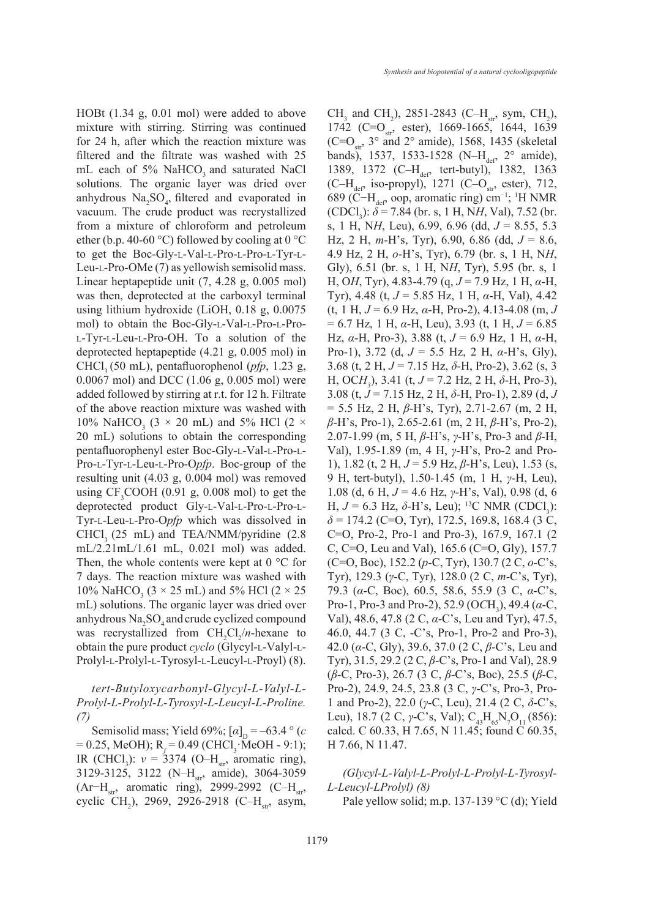HOBt (1.34 g, 0.01 mol) were added to above mixture with stirring. Stirring was continued for 24 h, after which the reaction mixture was filtered and the filtrate was washed with 25 mL each of 5% $NaHCO_3$ and saturated NaCl solutions. The organic layer was dried over anhydrous $Na_2SO_4$, filtered and evaporated in vacuum. The crude product was recrystallized from a mixture of chloroform and petroleum ether (b.p. 40-60 °C) followed by cooling at 0 °C to get the Boc-Gly-L-Val-L-Pro-L-Pro-L-Tyr-L-Leu-L-Pro-OMe (7) as yellowish semisolid mass. Linear heptapeptide unit (7, 4.28 g, 0.005 mol) was then, deprotected at the carboxyl terminal using lithium hydroxide (LiOH, 0.18 g, 0.0075 mol) to obtain the Boc-Gly-L-Val-L-Pro-L-Pro-L-Tyr-L-Leu-L-Pro-OH. To a solution of the deprotected heptapeptide (4.21 g, 0.005 mol) in $CHCl_3$ (50 mL), pentafluorophenol (*pfp*, 1.23 g, 0.0067 mol) and DCC (1.06 g, 0.005 mol) were added followed by stirring at r.t. for 12 h. Filtrate of the above reaction mixture was washed with 10% $NaHCO_3$ (3 × 20 mL) and 5% HCl (2 × 20 mL) solutions to obtain the corresponding pentafluorophenyl ester Boc-Gly-L-Val-L-Pro-L-Pro-L-Tyr-L-Leu-L-Pro-O*pfp*. Boc-group of the resulting unit (4.03 g, 0.004 mol) was removed using $CF_3COOH$ (0.91 g, 0.008 mol) to get the deprotected product Gly-L-Val-L-Pro-L-Pro-L-Tyr-L-Leu-L-Pro-O*pfp* which was dissolved in $CHCl_3$ (25 mL) and TEA/NMM/pyridine (2.8 mL/2.21mL/1.61 mL, 0.021 mol) was added. Then, the whole contents were kept at 0 °C for 7 days. The reaction mixture was washed with 10% $NaHCO_3$ (3 × 25 mL) and 5% HCl (2 × 25 mL) solutions. The organic layer was dried over anhydrous $Na_2SO_4$ and crude cyclized compound was recrystallized from $CH_2Cl_2$/*n*-hexane to obtain the pure product *cyclo* (Glycyl-L-Valyl-L-Prolyl-L-Prolyl-L-Tyrosyl-L-Leucyl-L-Proyl) (8).

*tert-Butyloxycarbonyl-Glycyl-L-Valyl-L-Prolyl-L-Prolyl-L-Tyrosyl-L-Leucyl-L-Proline. (7)*

Semisolid mass; Yield 69%; $[\alpha]_D = -63.4$ ° (*c* = 0.25, MeOH); $R_f$ = 0.49 ($CHCl_3$·MeOH - 9:1); IR ($CHCl_3$): $v$ = 3374 (O–$H_{str}$, aromatic ring), 3129-3125, 3122 (N–$H_{str}$, amide), 3064-3059 (Ar−$H_{str}$, aromatic ring), 2999-2992 (C–$H_{str}$, cyclic $CH_2$), 2969, 2926-2918 (C–$H_{str}$, asym, $CH_3$ and $CH_2$), 2851-2843 (C–$H_{str}$, sym, $CH_2$), 1742 (C=$O_{str}$, ester), 1669-1665, 1644, 1639 (C=$O_{str}$, 3° and 2° amide), 1568, 1435 (skeletal bands), 1537, 1533-1528 (N–$H_{def}$, 2° amide), 1389, 1372 (C–$H_{def}$, tert-butyl), 1382, 1363 (C–$H_{def}$, iso-propyl), 1271 (C–$O_{str}$, ester), 712, 689 (C−$H_{def}$, oop, aromatic ring) $cm^{-1}$; $^1H$ NMR ($CDCl_3$): $\delta$ = 7.84 (br. s, 1 H, N*H*, Val), 7.52 (br. s, 1 H, N*H*, Leu), 6.99, 6.96 (dd, *J* = 8.55, 5.3 Hz, 2 H, *m*-H's, Tyr), 6.90, 6.86 (dd, *J* = 8.6, 4.9 Hz, 2 H, *o*-H's, Tyr), 6.79 (br. s, 1 H, N*H*, Gly), 6.51 (br. s, 1 H, N*H*, Tyr), 5.95 (br. s, 1 H, O*H*, Tyr), 4.83-4.79 (q, *J* = 7.9 Hz, 1 H, *α*-H, Tyr), 4.48 (t, *J* = 5.85 Hz, 1 H, *α*-H, Val), 4.42 (t, 1 H, *J* = 6.9 Hz, *α*-H, Pro-2), 4.13-4.08 (m, *J* = 6.7 Hz, 1 H, *α*-H, Leu), 3.93 (t, 1 H, *J* = 6.85 Hz, *α*-H, Pro-3), 3.88 (t, *J* = 6.9 Hz, 1 H, *α*-H, Pro-1), 3.72 (d, *J* = 5.5 Hz, 2 H, *α*-H's, Gly), 3.68 (t, 2 H, *J* = 7.15 Hz, *δ*-H, Pro-2), 3.62 (s, 3 H, OC$H_3$), 3.41 (t, *J* = 7.2 Hz, 2 H, *δ*-H, Pro-3), 3.08 (t, *J* = 7.15 Hz, 2 H, *δ*-H, Pro-1), 2.89 (d, *J* = 5.5 Hz, 2 H, *β*-H's, Tyr), 2.71-2.67 (m, 2 H, *β*-H's, Pro-1), 2.65-2.61 (m, 2 H, *β*-H's, Pro-2), 2.07-1.99 (m, 5 H, *β*-H's, *γ*-H's, Pro-3 and *β*-H, Val), 1.95-1.89 (m, 4 H, *γ*-H's, Pro-2 and Pro-1), 1.82 (t, 2 H, *J* = 5.9 Hz, *β*-H's, Leu), 1.53 (s, 9 H, tert-butyl), 1.50-1.45 (m, 1 H, *γ*-H, Leu), 1.08 (d, 6 H, *J* = 4.6 Hz, *γ*-H's, Val), 0.98 (d, 6 H, *J* = 6.3 Hz, *δ*-H's, Leu); $^{13}C$ NMR ($CDCl_3$): $\delta$ = 174.2 (C=O, Tyr), 172.5, 169.8, 168.4 (3 C, C=O, Pro-2, Pro-1 and Pro-3), 167.9, 167.1 (2 C, C=O, Leu and Val), 165.6 (C=O, Gly), 157.7 (C=O, Boc), 152.2 (*p*-C, Tyr), 130.7 (2 C, *o*-C's, Tyr), 129.3 (*γ*-C, Tyr), 128.0 (2 C, *m*-C's, Tyr), 79.3 (*α*-C, Boc), 60.5, 58.6, 55.9 (3 C, *α*-C's, Pro-1, Pro-3 and Pro-2), 52.9 (O$CH_3$), 49.4 (*α*-C, Val), 48.6, 47.8 (2 C, *α*-C's, Leu and Tyr), 47.5, 46.0, 44.7 (3 C, -C's, Pro-1, Pro-2 and Pro-3), 42.0 (*α*-C, Gly), 39.6, 37.0 (2 C, *β*-C's, Leu and Tyr), 31.5, 29.2 (2 C, *β*-C's, Pro-1 and Val), 28.9 (*β*-C, Pro-3), 26.7 (3 C, *β*-C's, Boc), 25.5 (*β*-C, Pro-2), 24.9, 24.5, 23.8 (3 C, *γ*-C's, Pro-3, Pro-1 and Pro-2), 22.0 (*γ*-C, Leu), 21.4 (2 C, *δ*-C's, Leu), 18.7 (2 C, *γ*-C's, Val); $C_{43}H_{65}N_7O_{11}$ (856): calcd. C 60.33, H 7.65, N 11.45; found C 60.35, H 7.66, N 11.47.

*(Glycyl-L-Valyl-L-Prolyl-L-Prolyl-L-Tyrosyl-L-Leucyl-LProlyl) (8)*

Pale yellow solid; m.p. 137-139 °C (d); Yield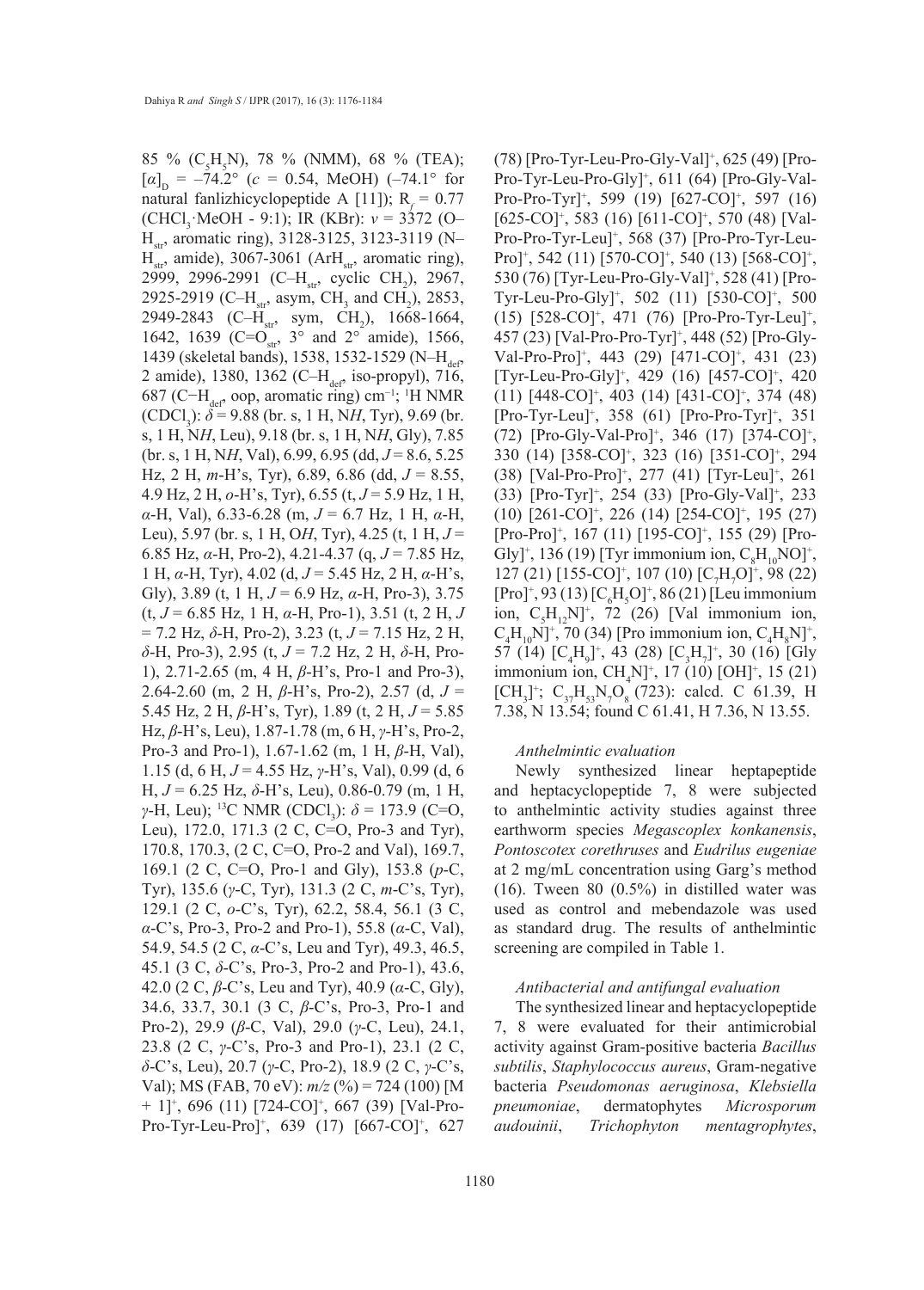85 % ($C_5H_5N$), 78 % (NMM), 68 % (TEA); $[\alpha]_D$ = –74.2° (*c* = 0.54, MeOH) (–74.1° for natural fanlizhicyclopeptide A [11]); $R_f$ = 0.77 ($CHCl_3$·MeOH - 9:1); IR (KBr): *ν* = 3372 (O–$H_{str}$, aromatic ring), 3128-3125, 3123-3119 (N–$H_{str}$, amide), 3067-3061 ($ArH_{str}$, aromatic ring), 2999, 2996-2991 (C–$H_{str}$, cyclic $CH_2$), 2967, 2925-2919 (C–$H_{str}$, asym, $CH_3$ and $CH_2$), 2853, 2949-2843 (C–$H_{str}$, sym, $CH_2$), 1668-1664, 1642, 1639 (C=$O_{str}$, 3° and 2° amide), 1566, 1439 (skeletal bands), 1538, 1532-1529 (N–$H_{def}$, 2 amide), 1380, 1362 (C–$H_{def}$, iso-propyl), 716, 687 (C−$H_{def}$, oop, aromatic ring) cm$^{-1}$; $^1$H NMR ($CDCl_3$): *δ* = 9.88 (br. s, 1 H, N*H*, Leu), 9.18 (br. s, 1 H, N*H*, Gly), 7.85 (br. s, 1 H, N*H*, Val), 6.99, 6.95 (dd, *J* = 8.6, 5.25 Hz, 2 H, *m*-H's, Tyr), 6.89, 6.86 (dd, *J* = 8.55, 4.9 Hz, 2 H, *o*-H's, Tyr), 6.55 (t, *J* = 5.9 Hz, 1 H, *α*-H, Val), 6.33-6.28 (m, *J* = 6.7 Hz, 1 H, *α*-H, Leu), 5.97 (br. s, 1 H, O*H*, Tyr), 4.25 (t, 1 H, *J* = 6.85 Hz, *α*-H, Pro-2), 4.21-4.37 (q, *J* = 7.85 Hz, 1 H, *α*-H, Tyr), 4.02 (d, *J* = 5.45 Hz, 2 H, *α*-H's, Gly), 3.89 (t, 1 H, *J* = 6.9 Hz, *α*-H, Pro-3), 3.75 (t, *J* = 6.85 Hz, 1 H, *α*-H, Pro-1), 3.51 (t, 2 H, *J* = 7.2 Hz, *δ*-H, Pro-2), 3.23 (t, *J* = 7.15 Hz, 2 H, *δ*-H, Pro-3), 2.95 (t, *J* = 7.2 Hz, 2 H, *δ*-H, Pro-1), 2.71-2.65 (m, 4 H, *β*-H's, Pro-1 and Pro-3), 2.64-2.60 (m, 2 H, *β*-H's, Pro-2), 2.57 (d, *J* = 5.45 Hz, 2 H, *β*-H's, Tyr), 1.89 (t, 2 H, *J* = 5.85 Hz, *β*-H's, Leu), 1.87-1.78 (m, 6 H, *γ*-H's, Pro-2, Pro-3 and Pro-1), 1.67-1.62 (m, 1 H, *β*-H, Val), 1.15 (d, 6 H, *J* = 4.55 Hz, *γ*-H's, Val), 0.99 (d, 6 H, *J* = 6.25 Hz, *δ*-H's, Leu), 0.86-0.79 (m, 1 H, *γ*-H, Leu); $^{13}$C NMR ($CDCl_3$): *δ* = 173.9 (C=O, Leu), 172.0, 171.3 (2 C, C=O, Pro-3 and Tyr), 170.8, 170.3, (2 C, C=O, Pro-2 and Val), 169.7, 169.1 (2 C, C=O, Pro-1 and Gly), 153.8 (*p*-C, Tyr), 135.6 (*γ*-C, Tyr), 131.3 (2 C, *m*-C's, Tyr), 129.1 (2 C, *o*-C's, Tyr), 62.2, 58.4, 56.1 (3 C, *α*-C's, Pro-3, Pro-2 and Pro-1), 55.8 (*α*-C, Val), 54.9, 54.5 (2 C, *α*-C's, Leu and Tyr), 49.3, 46.5, 45.1 (3 C, *δ*-C's, Pro-3, Pro-2 and Pro-1), 43.6, 42.0 (2 C, *β*-C's, Leu and Tyr), 40.9 (*α*-C, Gly), 34.6, 33.7, 30.1 (3 C, *β*-C's, Pro-3, Pro-1 and Pro-2), 29.9 (*β*-C, Val), 29.0 (*γ*-C, Leu), 24.1, 23.8 (2 C, *γ*-C's, Pro-3 and Pro-1), 23.1 (2 C, *δ*-C's, Leu), 20.7 (*γ*-C, Pro-2), 18.9 (2 C, *γ*-C's, Val); MS (FAB, 70 eV): *m/z* (%) = 724 (100) [M + 1]$^+$, 696 (11) [724-CO]$^+$, 667 (39) [Val-Pro-Pro-Tyr-Leu-Pro]$^+$, 639 (17) [667-CO]$^+$, 627 (78) [Pro-Tyr-Leu-Pro-Gly-Val]$^+$, 625 (49) [Pro-Pro-Tyr-Leu-Pro-Gly]$^+$, 611 (64) [Pro-Gly-Val-Pro-Pro-Tyr]$^+$, 599 (19) [627-CO]$^+$, 597 (16) [625-CO]$^+$, 583 (16) [611-CO]$^+$, 570 (48) [Val-Pro-Pro-Tyr-Leu]$^+$, 568 (37) [Pro-Pro-Tyr-Leu-Pro]$^+$, 542 (11) [570-CO]$^+$, 540 (13) [568-CO]$^+$, 530 (76) [Tyr-Leu-Pro-Gly-Val]$^+$, 528 (41) [Pro-Tyr-Leu-Pro-Gly]$^+$, 502 (11) [530-CO]$^+$, 500 (15) [528-CO]$^+$, 471 (76) [Pro-Pro-Tyr-Leu]$^+$, 457 (23) [Val-Pro-Pro-Tyr]$^+$, 448 (52) [Pro-Gly-Val-Pro-Pro]$^+$, 443 (29) [471-CO]$^+$, 431 (23) [Tyr-Leu-Pro-Gly]$^+$, 429 (16) [457-CO]$^+$, 420 (11) [448-CO]$^+$, 403 (14) [431-CO]$^+$, 374 (48) [Pro-Tyr-Leu]$^+$, 358 (61) [Pro-Pro-Tyr]$^+$, 351 (72) [Pro-Gly-Val-Pro]$^+$, 346 (17) [374-CO]$^+$, 330 (14) [358-CO]$^+$, 323 (16) [351-CO]$^+$, 294 (38) [Val-Pro-Pro]$^+$, 277 (41) [Tyr-Leu]$^+$, 261 (33) [Pro-Tyr]$^+$, 254 (33) [Pro-Gly-Val]$^+$, 233 (10) [261-CO]$^+$, 226 (14) [254-CO]$^+$, 195 (27) [Pro-Pro]$^+$, 167 (11) [195-CO]$^+$, 155 (29) [Pro-Gly]$^+$, 136 (19) [Tyr immonium ion, $C_8H_{10}NO$]$^+$, 127 (21) [155-CO]$^+$, 107 (10) [$C_7H_7O$]$^+$, 98 (22) [Pro]$^+$, 93 (13) [$C_6H_5O$]$^+$, 86 (21) [Leu immonium ion, $C_5H_{12}N$]$^+$, 72 (26) [Val immonium ion, $C_4H_{10}N$]$^+$, 70 (34) [Pro immonium ion, $C_4H_8N$]$^+$, 57 (14) [$C_4H_9$]$^+$, 43 (28) [$C_3H_7$]$^+$, 30 (16) [Gly immonium ion, $CH_4N$]$^+$, 17 (10) [OH]$^+$, 15 (21) [$CH_3$]$^+$; $C_{37}H_{53}N_7O_8$ (723): calcd. C 61.39, H 7.38, N 13.54; found C 61.41, H 7.36, N 13.55.

### *Anthelmintic evaluation*

Newly synthesized linear heptapeptide and heptacyclopeptide 7, 8 were subjected to anthelmintic activity studies against three earthworm species *Megascoplex konkanensis*, *Pontoscotex corethruses* and *Eudrilus eugeniae* at 2 mg/mL concentration using Garg's method (16). Tween 80 (0.5%) in distilled water was used as control and mebendazole was used as standard drug. The results of anthelmintic screening are compiled in Table 1.

### *Antibacterial and antifungal evaluation*

The synthesized linear and heptacyclopeptide 7, 8 were evaluated for their antimicrobial activity against Gram-positive bacteria *Bacillus subtilis*, *Staphylococcus aureus*, Gram-negative bacteria *Pseudomonas aeruginosa*, *Klebsiella pneumoniae*, dermatophytes *Microsporum audouinii*, *Trichophyton mentagrophytes*,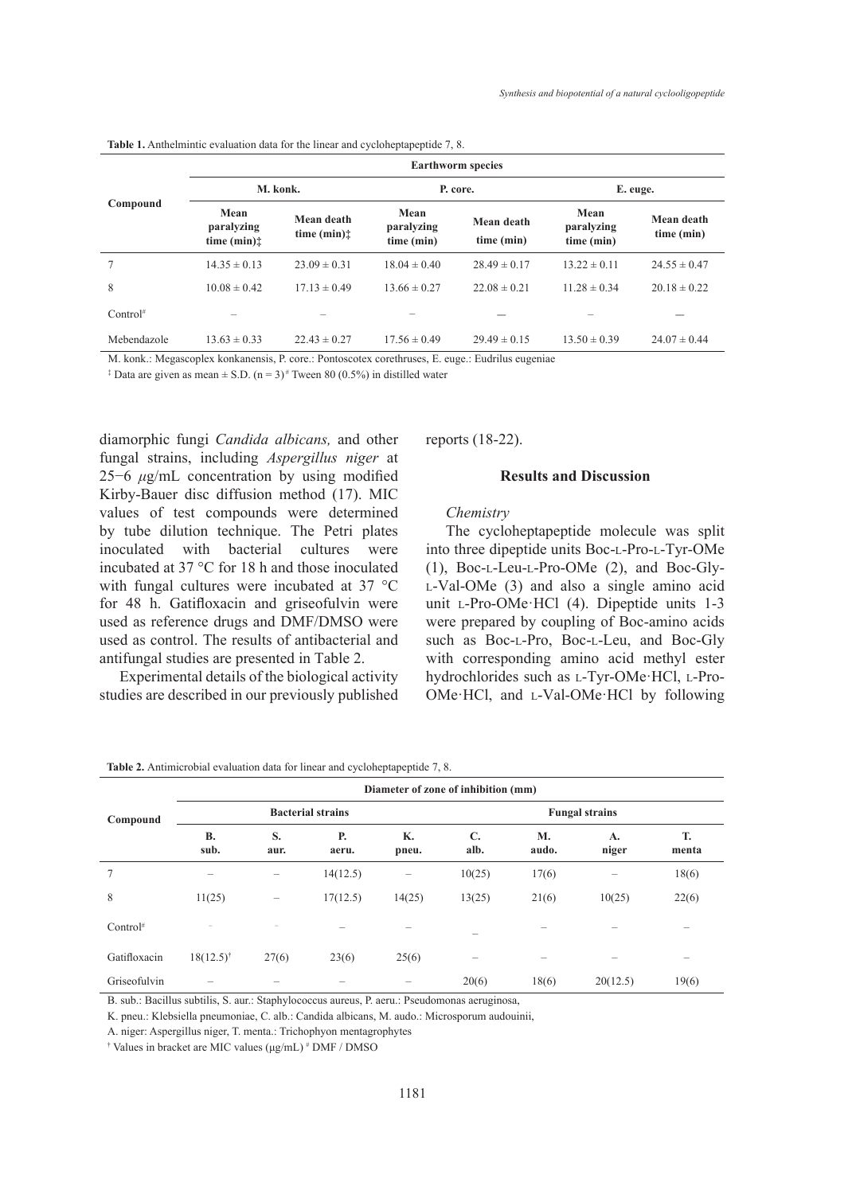**Table 1.** Anthelmintic evaluation data for the linear and cycloheptapeptide 7, 8.

| Compound | Earthworm species | | | | | |
|---|---|---|---|---|---|---|
| | M. konk. | | P. core. | | E. euge. | |
| | Mean paralyzing time (min)‡ | Mean death time (min)‡ | Mean paralyzing time (min) | Mean death time (min) | Mean paralyzing time (min) | Mean death time (min) |
| 7 | 14.35 ± 0.13 | 23.09 ± 0.31 | 18.04 ± 0.40 | 28.49 ± 0.17 | 13.22 ± 0.11 | 24.55 ± 0.47 |
| 8 | 10.08 ± 0.42 | 17.13 ± 0.49 | 13.66 ± 0.27 | 22.08 ± 0.21 | 11.28 ± 0.34 | 20.18 ± 0.22 |
| Control# | – | – | – | — | – | — |
| Mebendazole | 13.63 ± 0.33 | 22.43 ± 0.27 | 17.56 ± 0.49 | 29.49 ± 0.15 | 13.50 ± 0.39 | 24.07 ± 0.44 |

M. konk.: Megascoplex konkanensis, P. core.: Pontoscotex corethruses, E. euge.: Eudrilus eugeniae

‡ Data are given as mean ± S.D. (n = 3) # Tween 80 (0.5%) in distilled water

diamorphic fungi *Candida albicans,* and other fungal strains, including *Aspergillus niger* at 25−6 $\mu$g/mL concentration by using modified Kirby-Bauer disc diffusion method (17). MIC values of test compounds were determined by tube dilution technique. The Petri plates inoculated with bacterial cultures were incubated at 37 °C for 18 h and those inoculated with fungal cultures were incubated at 37 °C for 48 h. Gatifloxacin and griseofulvin were used as reference drugs and DMF/DMSO were used as control. The results of antibacterial and antifungal studies are presented in Table 2.

Experimental details of the biological activity studies are described in our previously published reports (18-22).

## Results and Discussion

### *Chemistry*

The cycloheptapeptide molecule was split into three dipeptide units Boc-L-Pro-L-Tyr-OMe (1), Boc-L-Leu-L-Pro-OMe (2), and Boc-Gly-L-Val-OMe (3) and also a single amino acid unit L-Pro-OMe·HCl (4). Dipeptide units 1-3 were prepared by coupling of Boc-amino acids such as Boc-L-Pro, Boc-L-Leu, and Boc-Gly with corresponding amino acid methyl ester hydrochlorides such as L-Tyr-OMe·HCl, L-Pro-OMe·HCl, and L-Val-OMe·HCl by following

**Table 2.** Antimicrobial evaluation data for linear and cycloheptapeptide 7, 8.

| Compound | Diameter of zone of inhibition (mm) | | | | | | | |
|---|---|---|---|---|---|---|---|---|
| | Bacterial strains | | | | Fungal strains | | | |
| | B. sub. | S. aur. | P. aeru. | K. pneu. | C. alb. | M. audo. | A. niger | T. menta |
| 7 | – | – | 14(12.5) | – | 10(25) | 17(6) | – | 18(6) |
| 8 | 11(25) | – | 17(12.5) | 14(25) | 13(25) | 21(6) | 10(25) | 22(6) |
| Control# | – | – | – | – | – | – | – | – |
| Gatifloxacin | 18(12.5)† | 27(6) | 23(6) | 25(6) | – | – | – | – |
| Griseofulvin | – | – | – | – | 20(6) | 18(6) | 20(12.5) | 19(6) |

B. sub.: Bacillus subtilis, S. aur.: Staphylococcus aureus, P. aeru.: Pseudomonas aeruginosa,

K. pneu.: Klebsiella pneumoniae, C. alb.: Candida albicans, M. audo.: Microsporum audouinii,

A. niger: Aspergillus niger, T. menta.: Trichophyon mentagrophytes

† Values in bracket are MIC values (μg/mL) # DMF / DMSO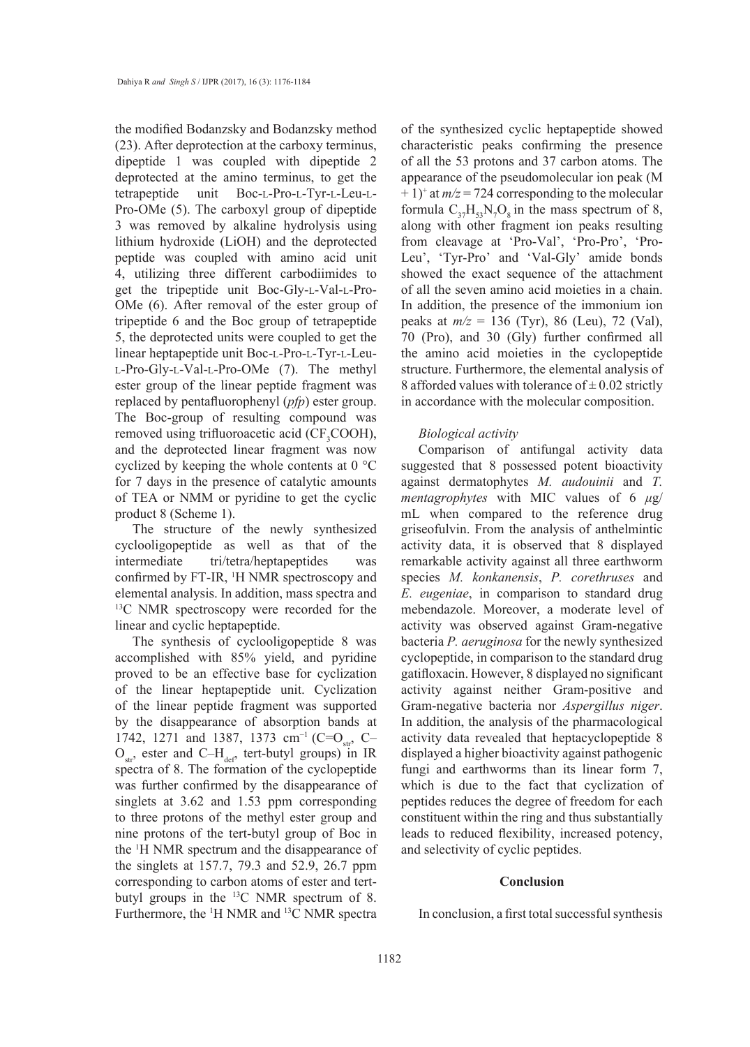the modified Bodanzsky and Bodanzsky method (23). After deprotection at the carboxy terminus, dipeptide 1 was coupled with dipeptide 2 deprotected at the amino terminus, to get the tetrapeptide unit Boc-L-Pro-L-Tyr-L-Leu-L-Pro-OMe (5). The carboxyl group of dipeptide 3 was removed by alkaline hydrolysis using lithium hydroxide (LiOH) and the deprotected peptide was coupled with amino acid unit 4, utilizing three different carbodiimides to get the tripeptide unit Boc-Gly-L-Val-L-Pro-OMe (6). After removal of the ester group of tripeptide 6 and the Boc group of tetrapeptide 5, the deprotected units were coupled to get the linear heptapeptide unit Boc-L-Pro-L-Tyr-L-Leu-L-Pro-Gly-L-Val-L-Pro-OMe (7). The methyl ester group of the linear peptide fragment was replaced by pentafluorophenyl (*pfp*) ester group. The Boc-group of resulting compound was removed using trifluoroacetic acid ($CF_3COOH$), and the deprotected linear fragment was now cyclized by keeping the whole contents at 0 °C for 7 days in the presence of catalytic amounts of TEA or NMM or pyridine to get the cyclic product 8 (Scheme 1).

The structure of the newly synthesized cyclooligopeptide as well as that of the intermediate tri/tetra/heptapeptides was confirmed by FT-IR, $^1$H NMR spectroscopy and elemental analysis. In addition, mass spectra and $^{13}$C NMR spectroscopy were recorded for the linear and cyclic heptapeptide.

The synthesis of cyclooligopeptide 8 was accomplished with 85% yield, and pyridine proved to be an effective base for cyclization of the linear heptapeptide unit. Cyclization of the linear peptide fragment was supported by the disappearance of absorption bands at 1742, 1271 and 1387, 1373 cm$^{-1}$ ($C{=}O_{str}$, $C{-}O_{str}$, ester and $C{-}H_{def}$, tert-butyl groups) in IR spectra of 8. The formation of the cyclopeptide was further confirmed by the disappearance of singlets at 3.62 and 1.53 ppm corresponding to three protons of the methyl ester group and nine protons of the tert-butyl group of Boc in the $^1$H NMR spectrum and the disappearance of the singlets at 157.7, 79.3 and 52.9, 26.7 ppm corresponding to carbon atoms of ester and tert-butyl groups in the $^{13}$C NMR spectrum of 8. Furthermore, the $^1$H NMR and $^{13}$C NMR spectra of the synthesized cyclic heptapeptide showed characteristic peaks confirming the presence of all the 53 protons and 37 carbon atoms. The appearance of the pseudomolecular ion peak $(M + 1)^+$ at $m/z = 724$ corresponding to the molecular formula $C_{37}H_{53}N_7O_8$ in the mass spectrum of 8, along with other fragment ion peaks resulting from cleavage at 'Pro-Val', 'Pro-Pro', 'Pro-Leu', 'Tyr-Pro' and 'Val-Gly' amide bonds showed the exact sequence of the attachment of all the seven amino acid moieties in a chain. In addition, the presence of the immonium ion peaks at $m/z$ = 136 (Tyr), 86 (Leu), 72 (Val), 70 (Pro), and 30 (Gly) further confirmed all the amino acid moieties in the cyclopeptide structure. Furthermore, the elemental analysis of 8 afforded values with tolerance of ± 0.02 strictly in accordance with the molecular composition.

*Biological activity*

Comparison of antifungal activity data suggested that 8 possessed potent bioactivity against dermatophytes *M. audouinii* and *T. mentagrophytes* with MIC values of 6 μg/mL when compared to the reference drug griseofulvin. From the analysis of anthelmintic activity data, it is observed that 8 displayed remarkable activity against all three earthworm species *M. konkanensis*, *P. corethruses* and *E. eugeniae*, in comparison to standard drug mebendazole. Moreover, a moderate level of activity was observed against Gram-negative bacteria *P. aeruginosa* for the newly synthesized cyclopeptide, in comparison to the standard drug gatifloxacin. However, 8 displayed no significant activity against neither Gram-positive and Gram-negative bacteria nor *Aspergillus niger*. In addition, the analysis of the pharmacological activity data revealed that heptacyclopeptide 8 displayed a higher bioactivity against pathogenic fungi and earthworms than its linear form 7, which is due to the fact that cyclization of peptides reduces the degree of freedom for each constituent within the ring and thus substantially leads to reduced flexibility, increased potency, and selectivity of cyclic peptides.

## Conclusion

In conclusion, a first total successful synthesis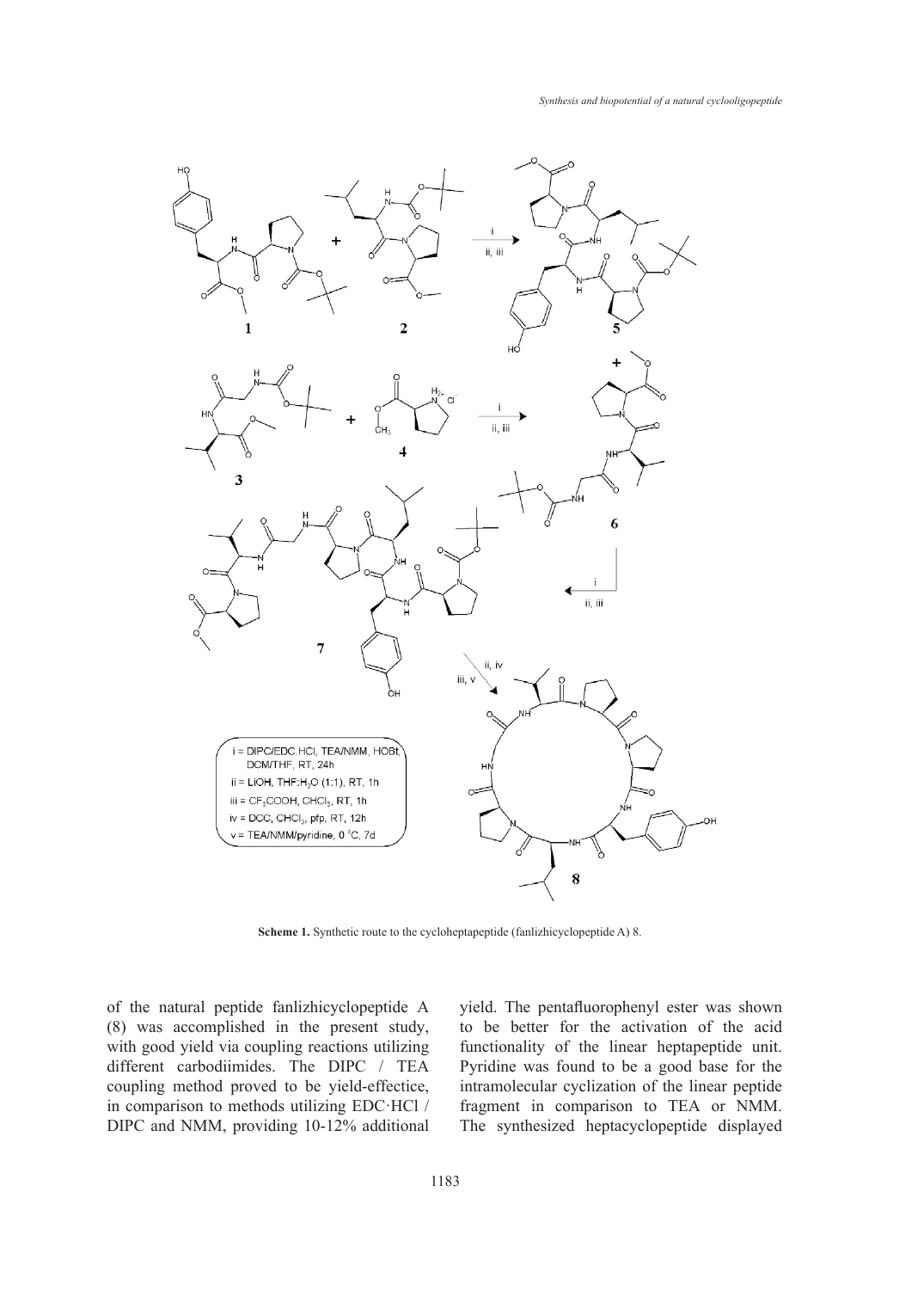**Scheme 1.** Synthetic route to the cycloheptapeptide (fanlizhicyclopeptide A) 8.

i = DIPC/EDC.HCl, TEA/NMM, HOBt, DCM/THF, RT, 24h
ii = LiOH, THF:$H_2O$ (1:1), RT, 1h
iii = $CF_3COOH$, $CHCl_3$, RT, 1h
iv = DCC, $CHCl_3$, pfp, RT, 12h
v = TEA/NMM/pyridine, 0 °C, 7d

of the natural peptide fanlizhicyclopeptide A (8) was accomplished in the present study, with good yield via coupling reactions utilizing different carbodiimides. The DIPC / TEA coupling method proved to be yield-effectice, in comparison to methods utilizing EDC·HCl / DIPC and NMM, providing 10-12% additional yield. The pentafluorophenyl ester was shown to be better for the activation of the acid functionality of the linear heptapeptide unit. Pyridine was found to be a good base for the intramolecular cyclization of the linear peptide fragment in comparison to TEA or NMM. The synthesized heptacyclopeptide displayed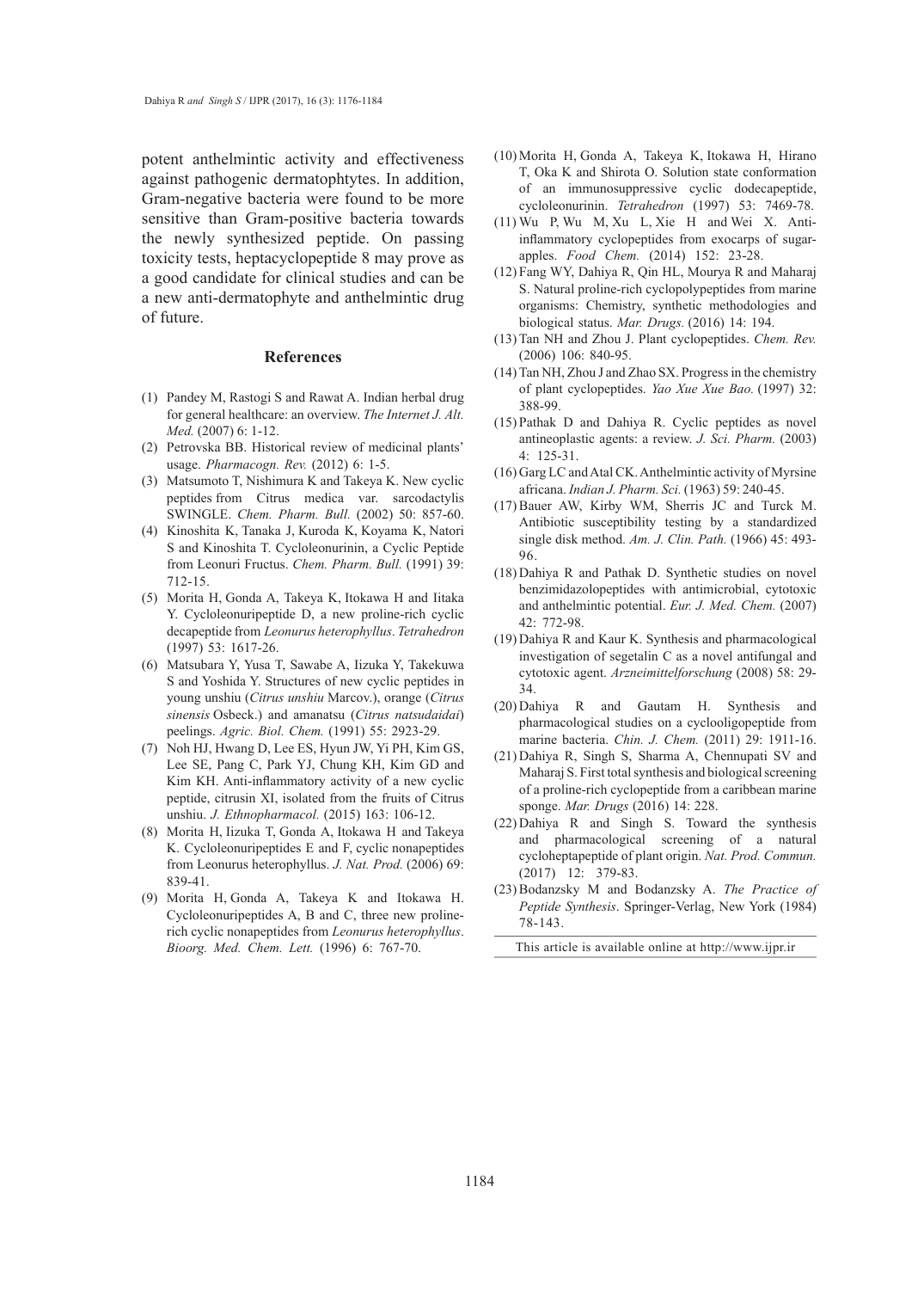potent anthelmintic activity and effectiveness against pathogenic dermatophtytes. In addition, Gram-negative bacteria were found to be more sensitive than Gram-positive bacteria towards the newly synthesized peptide. On passing toxicity tests, heptacyclopeptide 8 may prove as a good candidate for clinical studies and can be a new anti-dermatophyte and anthelmintic drug of future.

## References

(1) Pandey M, Rastogi S and Rawat A. Indian herbal drug for general healthcare: an overview. *The Internet J. Alt. Med.* (2007) 6: 1-12.

(2) Petrovska BB. Historical review of medicinal plants' usage. *Pharmacogn. Rev.* (2012) 6: 1-5.

(3) Matsumoto T, Nishimura K and Takeya K. New cyclic peptides from Citrus medica var. sarcodactylis SWINGLE. *Chem. Pharm. Bull.* (2002) 50: 857-60.

(4) Kinoshita K, Tanaka J, Kuroda K, Koyama K, Natori S and Kinoshita T. Cycloleonurinin, a Cyclic Peptide from Leonuri Fructus. *Chem. Pharm. Bull.* (1991) 39: 712-15.

(5) Morita H, Gonda A, Takeya K, Itokawa H and Iitaka Y. Cycloleonuripeptide D, a new proline-rich cyclic decapeptide from *Leonurus heterophyllus*. *Tetrahedron* (1997) 53: 1617-26.

(6) Matsubara Y, Yusa T, Sawabe A, Iizuka Y, Takekuwa S and Yoshida Y. Structures of new cyclic peptides in young unshiu (*Citrus unshiu* Marcov.), orange (*Citrus sinensis* Osbeck.) and amanatsu (*Citrus natsudaidai*) peelings. *Agric. Biol. Chem.* (1991) 55: 2923-29.

(7) Noh HJ, Hwang D, Lee ES, Hyun JW, Yi PH, Kim GS, Lee SE, Pang C, Park YJ, Chung KH, Kim GD and Kim KH. Anti-inflammatory activity of a new cyclic peptide, citrusin XI, isolated from the fruits of Citrus unshiu. *J. Ethnopharmacol.* (2015) 163: 106-12.

(8) Morita H, Iizuka T, Gonda A, Itokawa H and Takeya K. Cycloleonuripeptides E and F, cyclic nonapeptides from Leonurus heterophyllus. *J. Nat. Prod.* (2006) 69: 839-41.

(9) Morita H, Gonda A, Takeya K and Itokawa H. Cycloleonuripeptides A, B and C, three new proline-rich cyclic nonapeptides from *Leonurus heterophyllus*. *Bioorg. Med. Chem. Lett.* (1996) 6: 767-70.

(10) Morita H, Gonda A, Takeya K, Itokawa H, Hirano T, Oka K and Shirota O. Solution state conformation of an immunosuppressive cyclic dodecapeptide, cycloleonurinin. *Tetrahedron* (1997) 53: 7469-78.

(11) Wu P, Wu M, Xu L, Xie H and Wei X. Anti-inflammatory cyclopeptides from exocarps of sugar-apples. *Food Chem.* (2014) 152: 23-28.

(12) Fang WY, Dahiya R, Qin HL, Mourya R and Maharaj S. Natural proline-rich cyclopolypeptides from marine organisms: Chemistry, synthetic methodologies and biological status. *Mar. Drugs.* (2016) 14: 194.

(13) Tan NH and Zhou J. Plant cyclopeptides. *Chem. Rev.* (2006) 106: 840-95.

(14) Tan NH, Zhou J and Zhao SX. Progress in the chemistry of plant cyclopeptides. *Yao Xue Xue Bao.* (1997) 32: 388-99.

(15) Pathak D and Dahiya R. Cyclic peptides as novel antineoplastic agents: a review. *J. Sci. Pharm.* (2003) 4: 125-31.

(16) Garg LC and Atal CK. Anthelmintic activity of Myrsine africana. *Indian J. Pharm. Sci.* (1963) 59: 240-45.

(17) Bauer AW, Kirby WM, Sherris JC and Turck M. Antibiotic susceptibility testing by a standardized single disk method. *Am. J. Clin. Path.* (1966) 45: 493-96.

(18) Dahiya R and Pathak D. Synthetic studies on novel benzimidazolopeptides with antimicrobial, cytotoxic and anthelmintic potential. *Eur. J. Med. Chem.* (2007) 42: 772-98.

(19) Dahiya R and Kaur K. Synthesis and pharmacological investigation of segetalin C as a novel antifungal and cytotoxic agent. *Arzneimittelforschung* (2008) 58: 29-34.

(20) Dahiya R and Gautam H. Synthesis and pharmacological studies on a cyclooligopeptide from marine bacteria. *Chin. J. Chem.* (2011) 29: 1911-16.

(21) Dahiya R, Singh S, Sharma A, Chennupati SV and Maharaj S. First total synthesis and biological screening of a proline-rich cyclopeptide from a caribbean marine sponge. *Mar. Drugs* (2016) 14: 228.

(22) Dahiya R and Singh S. Toward the synthesis and pharmacological screening of a natural cycloheptapeptide of plant origin. *Nat. Prod. Commun.* (2017) 12: 379-83.

(23) Bodanzsky M and Bodanzsky A. *The Practice of Peptide Synthesis*. Springer-Verlag, New York (1984) 78-143.

This article is available online at http://www.ijpr.ir